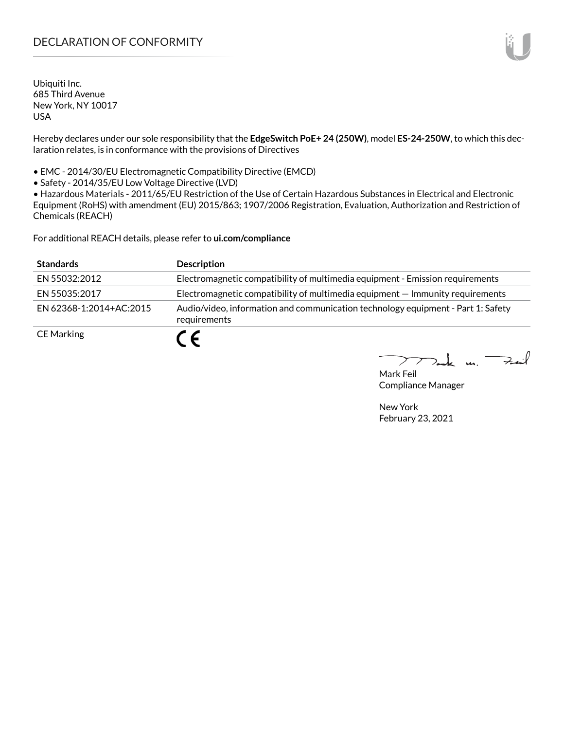# DECLARATION OF CONFORMITY

Ubiquiti Inc.
685 Third Avenue
New York, NY 10017
USA

Hereby declares under our sole responsibility that the **EdgeSwitch PoE+ 24 (250W)**, model **ES-24-250W**, to which this declaration relates, is in conformance with the provisions of Directives

- EMC - 2014/30/EU Electromagnetic Compatibility Directive (EMCD)
- Safety - 2014/35/EU Low Voltage Directive (LVD)
- Hazardous Materials - 2011/65/EU Restriction of the Use of Certain Hazardous Substances in Electrical and Electronic Equipment (RoHS) with amendment (EU) 2015/863; 1907/2006 Registration, Evaluation, Authorization and Restriction of Chemicals (REACH)

For additional REACH details, please refer to **ui.com/compliance**

| Standards | Description |
| --- | --- |
| EN 55032:2012 | Electromagnetic compatibility of multimedia equipment - Emission requirements |
| EN 55035:2017 | Electromagnetic compatibility of multimedia equipment — Immunity requirements |
| EN 62368-1:2014+AC:2015 | Audio/video, information and communication technology equipment - Part 1: Safety requirements |
| CE Marking | CE |

Mark Feil
Compliance Manager

New York
February 23, 2021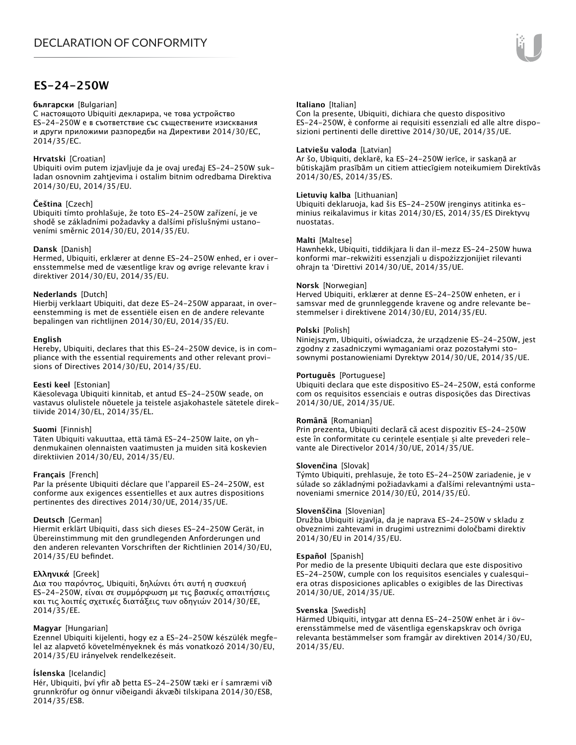# DECLARATION OF CONFORMITY

## ES-24-250W

**български** [Bulgarian]
С настоящото Ubiquiti декларира, че това устройство ES-24-250W е в съответствие със съществените изисквания и други приложими разпоредби на Директиви 2014/30/ЕС, 2014/35/ЕС.

**Hrvatski** [Croatian]
Ubiquiti ovim putem izjavljuje da je ovaj uređaj ES-24-250W sukladan osnovnim zahtjevima i ostalim bitnim odredbama Direktiva 2014/30/EU, 2014/35/EU.

**Čeština** [Czech]
Ubiquiti tímto prohlašuje, že toto ES-24-250W zařízení, je ve shodě se základními požadavky a dalšími příslušnými ustanoveními směrnic 2014/30/EU, 2014/35/EU.

**Dansk** [Danish]
Hermed, Ubiquiti, erklærer at denne ES-24-250W enhed, er i overensstemmelse med de væsentlige krav og øvrige relevante krav i direktiver 2014/30/EU, 2014/35/EU.

**Nederlands** [Dutch]
Hierbij verklaart Ubiquiti, dat deze ES-24-250W apparaat, in overeenstemming is met de essentiële eisen en de andere relevante bepalingen van richtlijnen 2014/30/EU, 2014/35/EU.

**English**
Hereby, Ubiquiti, declares that this ES-24-250W device, is in compliance with the essential requirements and other relevant provisions of Directives 2014/30/EU, 2014/35/EU.

**Eesti keel** [Estonian]
Käesolevaga Ubiquiti kinnitab, et antud ES-24-250W seade, on vastavus olulistele nõuetele ja teistele asjakohastele sätetele direktiivide 2014/30/EL, 2014/35/EL.

**Suomi** [Finnish]
Täten Ubiquiti vakuuttaa, että tämä ES-24-250W laite, on yhdenmukainen olennaisten vaatimusten ja muiden sitä koskevien direktiivien 2014/30/EU, 2014/35/EU.

**Français** [French]
Par la présente Ubiquiti déclare que l'appareil ES-24-250W, est conforme aux exigences essentielles et aux autres dispositions pertinentes des directives 2014/30/UE, 2014/35/UE.

**Deutsch** [German]
Hiermit erklärt Ubiquiti, dass sich dieses ES-24-250W Gerät, in Übereinstimmung mit den grundlegenden Anforderungen und den anderen relevanten Vorschriften der Richtlinien 2014/30/EU, 2014/35/EU befindet.

**Ελληνικά** [Greek]
Δια του παρόντος, Ubiquiti, δηλώνει ότι αυτή η συσκευή ES-24-250W, είναι σε συμμόρφωση με τις βασικές απαιτήσεις και τις λοιπές σχετικές διατάξεις των οδηγιών 2014/30/EE, 2014/35/EE.

**Magyar** [Hungarian]
Ezennel Ubiquiti kijelenti, hogy ez a ES-24-250W készülék megfelel az alapvető követelményeknek és más vonatkozó 2014/30/EU, 2014/35/EU irányelvek rendelkezéseit.

**Íslenska** [Icelandic]
Hér, Ubiquiti, því yfir að þetta ES-24-250W tæki er í samræmi við grunnkröfur og önnur viðeigandi ákvæði tilskipana 2014/30/ESB, 2014/35/ESB.

**Italiano** [Italian]
Con la presente, Ubiquiti, dichiara che questo dispositivo ES-24-250W, è conforme ai requisiti essenziali ed alle altre disposizioni pertinenti delle direttive 2014/30/UE, 2014/35/UE.

**Latviešu valoda** [Latvian]
Ar šo, Ubiquiti, deklarē, ka ES-24-250W ierīce, ir saskaņā ar būtiskajām prasībām un citiem attiecīgiem noteikumiem Direktīvās 2014/30/ES, 2014/35/ES.

**Lietuvių kalba** [Lithuanian]
Ubiquiti deklaruoja, kad šis ES-24-250W įrenginys atitinka esminius reikalavimus ir kitas 2014/30/ES, 2014/35/ES Direktyvų nuostatas.

**Malti** [Maltese]
Hawnhekk, Ubiquiti, tiddikjara li dan il-mezz ES-24-250W huwa konformi mar-rekwiżiti essenzjali u dispożizzjonijiet rilevanti oħrajn ta 'Direttivi 2014/30/UE, 2014/35/UE.

**Norsk** [Norwegian]
Herved Ubiquiti, erklærer at denne ES-24-250W enheten, er i samsvar med de grunnleggende kravene og andre relevante bestemmelser i direktivene 2014/30/EU, 2014/35/EU.

**Polski** [Polish]
Niniejszym, Ubiquiti, oświadcza, że urządzenie ES-24-250W, jest zgodny z zasadniczymi wymaganiami oraz pozostałymi stosownymi postanowieniami Dyrektyw 2014/30/UE, 2014/35/UE.

**Português** [Portuguese]
Ubiquiti declara que este dispositivo ES-24-250W, está conforme com os requisitos essenciais e outras disposições das Directivas 2014/30/UE, 2014/35/UE.

**Română** [Romanian]
Prin prezenta, Ubiquiti declară că acest dispozitiv ES-24-250W este în conformitate cu cerințele esențiale și alte prevederi relevante ale Directivelor 2014/30/UE, 2014/35/UE.

**Slovenčina** [Slovak]
Týmto Ubiquiti, prehlasuje, že toto ES-24-250W zariadenie, je v súlade so základnými požiadavkami a ďalšími relevantnými ustanoveniami smernice 2014/30/EÚ, 2014/35/EÚ.

**Slovenščina** [Slovenian]
Družba Ubiquiti izjavlja, da je naprava ES-24-250W v skladu z obveznimi zahtevami in drugimi ustreznimi določbami direktiv 2014/30/EU in 2014/35/EU.

**Español** [Spanish]
Por medio de la presente Ubiquiti declara que este dispositivo ES-24-250W, cumple con los requisitos esenciales y cualesquiera otras disposiciones aplicables o exigibles de las Directivas 2014/30/UE, 2014/35/UE.

**Svenska** [Swedish]
Härmed Ubiquiti, intygar att denna ES-24-250W enhet är i överensstämmelse med de väsentliga egenskapskrav och övriga relevanta bestämmelser som framgår av direktiven 2014/30/EU, 2014/35/EU.